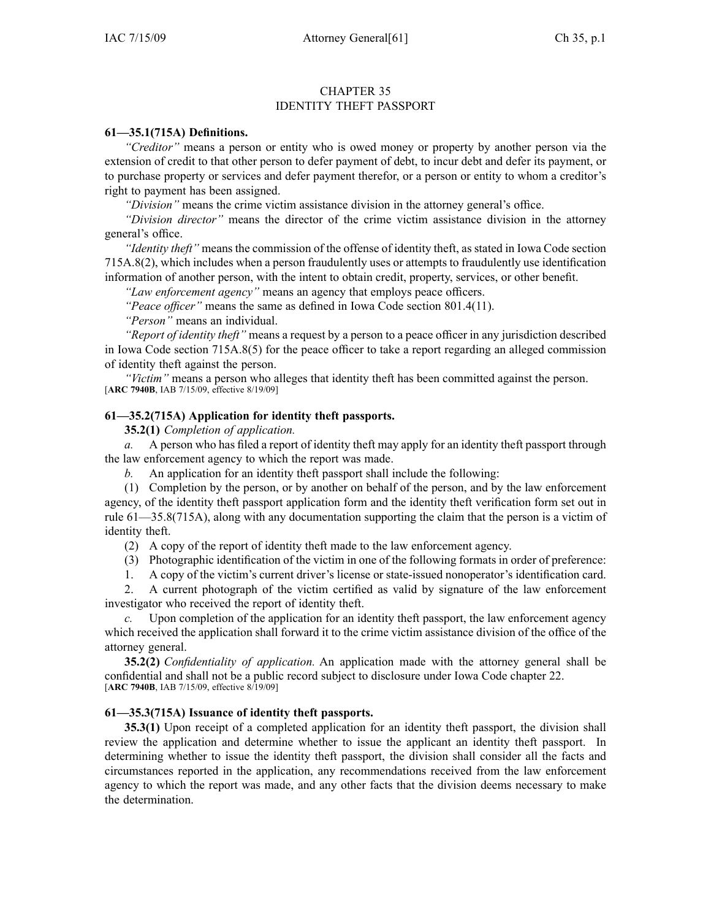# CHAPTER 35
# IDENTITY THEFT PASSPORT

**61—35.1(715A) Definitions.**

*"Creditor"* means a person or entity who is owed money or property by another person via the extension of credit to that other person to defer payment of debt, to incur debt and defer its payment, or to purchase property or services and defer payment therefor, or a person or entity to whom a creditor's right to payment has been assigned.

*"Division"* means the crime victim assistance division in the attorney general's office.

*"Division director"* means the director of the crime victim assistance division in the attorney general's office.

*"Identity theft"* means the commission of the offense of identity theft, as stated in Iowa Code section 715A.8(2), which includes when a person fraudulently uses or attempts to fraudulently use identification information of another person, with the intent to obtain credit, property, services, or other benefit.

*"Law enforcement agency"* means an agency that employs peace officers.

*"Peace officer"* means the same as defined in Iowa Code section 801.4(11).

*"Person"* means an individual.

*"Report of identity theft"* means a request by a person to a peace officer in any jurisdiction described in Iowa Code section 715A.8(5) for the peace officer to take a report regarding an alleged commission of identity theft against the person.

*"Victim"* means a person who alleges that identity theft has been committed against the person.
[**ARC 7940B**, IAB 7/15/09, effective 8/19/09]

**61—35.2(715A) Application for identity theft passports.**

**35.2(1)** *Completion of application.*

*a.* A person who has filed a report of identity theft may apply for an identity theft passport through the law enforcement agency to which the report was made.

*b.* An application for an identity theft passport shall include the following:

(1) Completion by the person, or by another on behalf of the person, and by the law enforcement agency, of the identity theft passport application form and the identity theft verification form set out in rule 61—35.8(715A), along with any documentation supporting the claim that the person is a victim of identity theft.

(2) A copy of the report of identity theft made to the law enforcement agency.

(3) Photographic identification of the victim in one of the following formats in order of preference:

1. A copy of the victim's current driver's license or state-issued nonoperator's identification card.

2. A current photograph of the victim certified as valid by signature of the law enforcement investigator who received the report of identity theft.

*c.* Upon completion of the application for an identity theft passport, the law enforcement agency which received the application shall forward it to the crime victim assistance division of the office of the attorney general.

**35.2(2)** *Confidentiality of application.* An application made with the attorney general shall be confidential and shall not be a public record subject to disclosure under Iowa Code chapter 22.
[**ARC 7940B**, IAB 7/15/09, effective 8/19/09]

**61—35.3(715A) Issuance of identity theft passports.**

**35.3(1)** Upon receipt of a completed application for an identity theft passport, the division shall review the application and determine whether to issue the applicant an identity theft passport. In determining whether to issue the identity theft passport, the division shall consider all the facts and circumstances reported in the application, any recommendations received from the law enforcement agency to which the report was made, and any other facts that the division deems necessary to make the determination.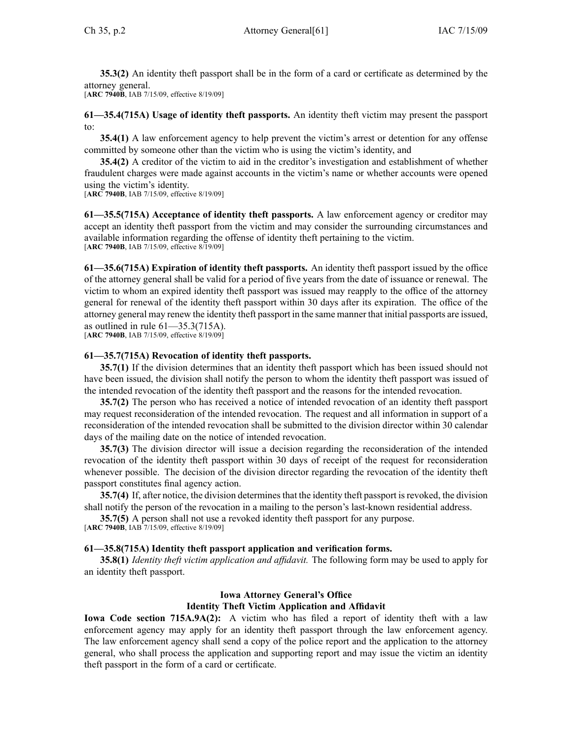**35.3(2)** An identity theft passport shall be in the form of a card or certificate as determined by the attorney general.
[**ARC 7940B**, IAB 7/15/09, effective 8/19/09]

**61—35.4(715A) Usage of identity theft passports.** An identity theft victim may present the passport to:

**35.4(1)** A law enforcement agency to help prevent the victim's arrest or detention for any offense committed by someone other than the victim who is using the victim's identity, and

**35.4(2)** A creditor of the victim to aid in the creditor's investigation and establishment of whether fraudulent charges were made against accounts in the victim's name or whether accounts were opened using the victim's identity.
[**ARC 7940B**, IAB 7/15/09, effective 8/19/09]

**61—35.5(715A) Acceptance of identity theft passports.** A law enforcement agency or creditor may accept an identity theft passport from the victim and may consider the surrounding circumstances and available information regarding the offense of identity theft pertaining to the victim.
[**ARC 7940B**, IAB 7/15/09, effective 8/19/09]

**61—35.6(715A) Expiration of identity theft passports.** An identity theft passport issued by the office of the attorney general shall be valid for a period of five years from the date of issuance or renewal. The victim to whom an expired identity theft passport was issued may reapply to the office of the attorney general for renewal of the identity theft passport within 30 days after its expiration. The office of the attorney general may renew the identity theft passport in the same manner that initial passports are issued, as outlined in rule 61—35.3(715A).
[**ARC 7940B**, IAB 7/15/09, effective 8/19/09]

**61—35.7(715A) Revocation of identity theft passports.**

**35.7(1)** If the division determines that an identity theft passport which has been issued should not have been issued, the division shall notify the person to whom the identity theft passport was issued of the intended revocation of the identity theft passport and the reasons for the intended revocation.

**35.7(2)** The person who has received a notice of intended revocation of an identity theft passport may request reconsideration of the intended revocation. The request and all information in support of a reconsideration of the intended revocation shall be submitted to the division director within 30 calendar days of the mailing date on the notice of intended revocation.

**35.7(3)** The division director will issue a decision regarding the reconsideration of the intended revocation of the identity theft passport within 30 days of receipt of the request for reconsideration whenever possible. The decision of the division director regarding the revocation of the identity theft passport constitutes final agency action.

**35.7(4)** If, after notice, the division determines that the identity theft passport is revoked, the division shall notify the person of the revocation in a mailing to the person's last-known residential address.

**35.7(5)** A person shall not use a revoked identity theft passport for any purpose.
[**ARC 7940B**, IAB 7/15/09, effective 8/19/09]

**61—35.8(715A) Identity theft passport application and verification forms.**

**35.8(1)** *Identity theft victim application and affidavit.* The following form may be used to apply for an identity theft passport.

**Iowa Attorney General's Office**
**Identity Theft Victim Application and Affidavit**

**Iowa Code section 715A.9A(2):** A victim who has filed a report of identity theft with a law enforcement agency may apply for an identity theft passport through the law enforcement agency. The law enforcement agency shall send a copy of the police report and the application to the attorney general, who shall process the application and supporting report and may issue the victim an identity theft passport in the form of a card or certificate.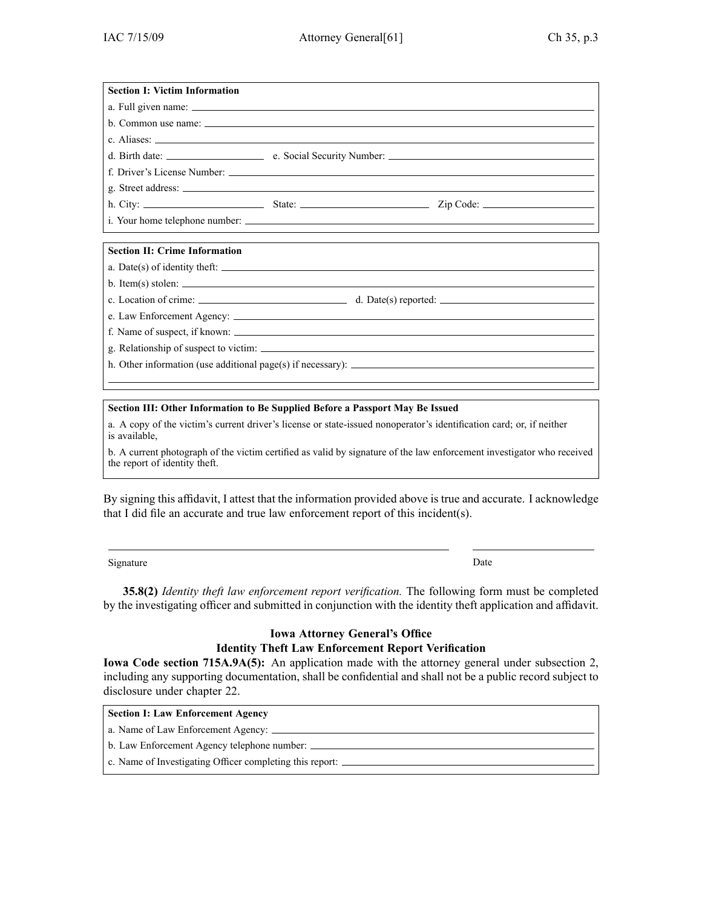**Section I: Victim Information**

a. Full given name: \_\_\_\_\_\_\_\_\_\_\_\_\_\_\_\_\_\_\_\_\_\_\_\_\_\_\_\_\_\_\_\_\_\_\_\_\_\_\_\_\_\_\_\_\_\_\_\_

b. Common use name: \_\_\_\_\_\_\_\_\_\_\_\_\_\_\_\_\_\_\_\_\_\_\_\_\_\_\_\_\_\_\_\_\_\_\_\_\_\_\_\_\_\_\_\_\_\_

c. Aliases: \_\_\_\_\_\_\_\_\_\_\_\_\_\_\_\_\_\_\_\_\_\_\_\_\_\_\_\_\_\_\_\_\_\_\_\_\_\_\_\_\_\_\_\_\_\_\_\_\_\_\_\_\_\_\_

d. Birth date: \_\_\_\_\_\_\_\_\_\_\_\_\_\_\_\_ e. Social Security Number: \_\_\_\_\_\_\_\_\_\_\_\_\_\_\_\_\_\_\_\_\_\_\_\_

f. Driver's License Number: \_\_\_\_\_\_\_\_\_\_\_\_\_\_\_\_\_\_\_\_\_\_\_\_\_\_\_\_\_\_\_\_\_\_\_\_\_\_\_\_\_\_

g. Street address: \_\_\_\_\_\_\_\_\_\_\_\_\_\_\_\_\_\_\_\_\_\_\_\_\_\_\_\_\_\_\_\_\_\_\_\_\_\_\_\_\_\_\_\_\_\_\_\_\_\_

h. City: \_\_\_\_\_\_\_\_\_\_\_\_\_\_\_\_ State: \_\_\_\_\_\_\_\_\_\_\_\_\_\_\_\_ Zip Code: \_\_\_\_\_\_\_\_\_\_\_\_\_\_\_\_

i. Your home telephone number: \_\_\_\_\_\_\_\_\_\_\_\_\_\_\_\_\_\_\_\_\_\_\_\_\_\_\_\_\_\_\_\_\_\_\_\_\_\_\_\_

**Section II: Crime Information**

a. Date(s) of identity theft: \_\_\_\_\_\_\_\_\_\_\_\_\_\_\_\_\_\_\_\_\_\_\_\_\_\_\_\_\_\_\_\_\_\_\_\_\_\_\_\_\_\_\_\_

b. Item(s) stolen: \_\_\_\_\_\_\_\_\_\_\_\_\_\_\_\_\_\_\_\_\_\_\_\_\_\_\_\_\_\_\_\_\_\_\_\_\_\_\_\_\_\_\_\_\_\_\_\_\_\_\_\_

c. Location of crime: \_\_\_\_\_\_\_\_\_\_\_\_\_\_\_\_\_\_\_\_ d. Date(s) reported: \_\_\_\_\_\_\_\_\_\_\_\_\_\_\_\_\_\_\_\_

e. Law Enforcement Agency: \_\_\_\_\_\_\_\_\_\_\_\_\_\_\_\_\_\_\_\_\_\_\_\_\_\_\_\_\_\_\_\_\_\_\_\_\_\_\_\_\_\_\_\_

f. Name of suspect, if known: \_\_\_\_\_\_\_\_\_\_\_\_\_\_\_\_\_\_\_\_\_\_\_\_\_\_\_\_\_\_\_\_\_\_\_\_\_\_\_\_\_\_\_

g. Relationship of suspect to victim: \_\_\_\_\_\_\_\_\_\_\_\_\_\_\_\_\_\_\_\_\_\_\_\_\_\_\_\_\_\_\_\_\_\_\_\_\_\_

h. Other information (use additional page(s) if necessary): \_\_\_\_\_\_\_\_\_\_\_\_\_\_\_\_\_\_\_\_\_\_\_\_\_\_

\_\_\_\_\_\_\_\_\_\_\_\_\_\_\_\_\_\_\_\_\_\_\_\_\_\_\_\_\_\_\_\_\_\_\_\_\_\_\_\_\_\_\_\_\_\_\_\_\_\_\_\_\_\_\_\_\_\_\_\_\_\_\_\_\_\_\_\_\_\_\_\_

**Section III: Other Information to Be Supplied Before a Passport May Be Issued**

a. A copy of the victim's current driver's license or state-issued nonoperator's identification card; or, if neither is available,

b. A current photograph of the victim certified as valid by signature of the law enforcement investigator who received the report of identity theft.

By signing this affidavit, I attest that the information provided above is true and accurate. I acknowledge that I did file an accurate and true law enforcement report of this incident(s).

\_\_\_\_\_\_\_\_\_\_\_\_\_\_\_\_\_\_\_\_\_\_\_\_\_\_\_\_\_\_\_\_\_\_\_\_\_\_\_\_ \_\_\_\_\_\_\_\_\_\_\_\_\_\_\_\_\_\_

Signature Date

**35.8(2)** *Identity theft law enforcement report verification.* The following form must be completed by the investigating officer and submitted in conjunction with the identity theft application and affidavit.

**Iowa Attorney General's Office**
**Identity Theft Law Enforcement Report Verification**

**Iowa Code section 715A.9A(5):** An application made with the attorney general under subsection 2, including any supporting documentation, shall be confidential and shall not be a public record subject to disclosure under chapter 22.

**Section I: Law Enforcement Agency**

a. Name of Law Enforcement Agency: \_\_\_\_\_\_\_\_\_\_\_\_\_\_\_\_\_\_\_\_\_\_\_\_\_\_\_\_\_\_\_\_\_\_\_\_\_\_\_\_

b. Law Enforcement Agency telephone number: \_\_\_\_\_\_\_\_\_\_\_\_\_\_\_\_\_\_\_\_\_\_\_\_\_\_\_\_\_\_\_\_\_

c. Name of Investigating Officer completing this report: \_\_\_\_\_\_\_\_\_\_\_\_\_\_\_\_\_\_\_\_\_\_\_\_\_\_\_\_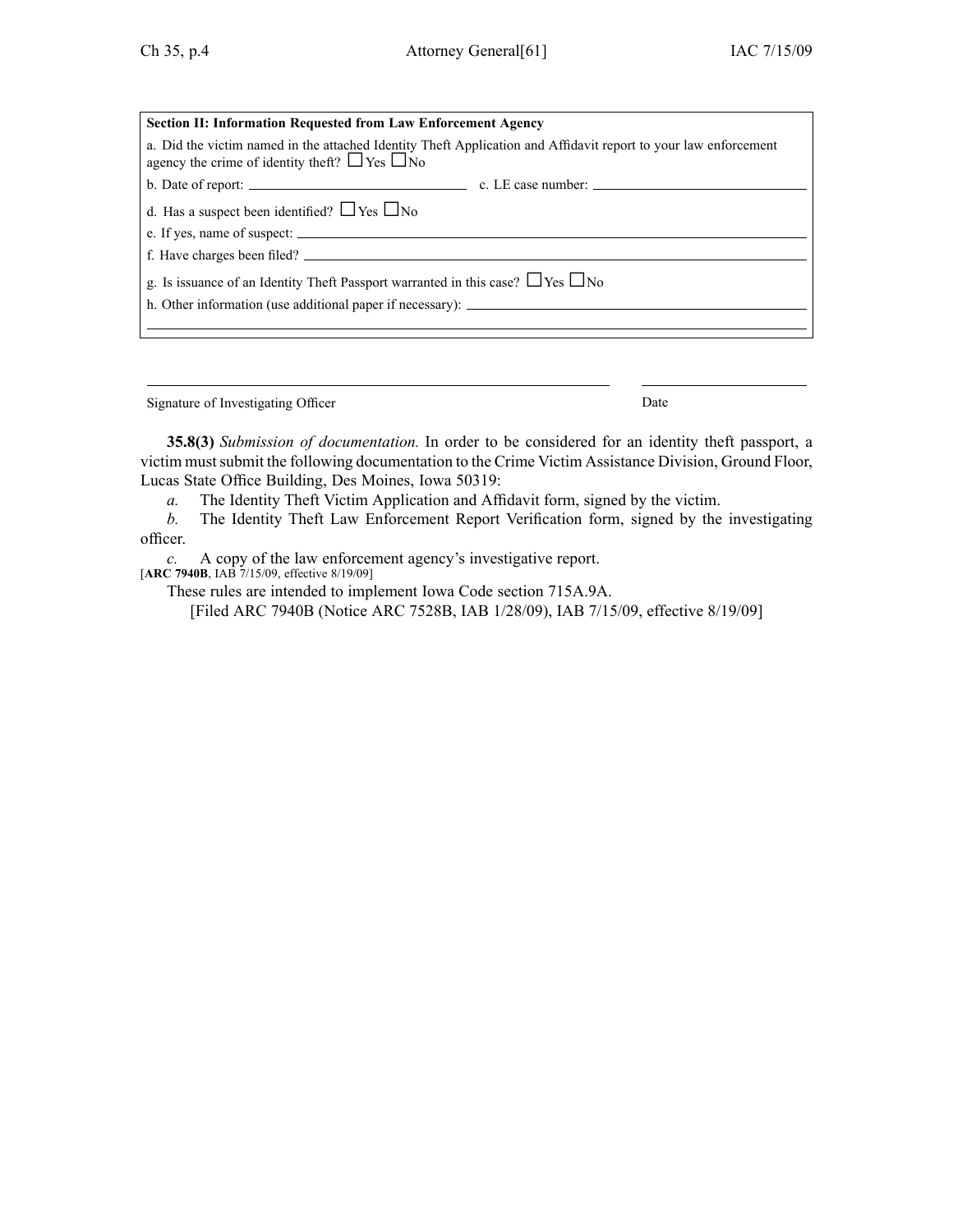**Section II: Information Requested from Law Enforcement Agency**

a. Did the victim named in the attached Identity Theft Application and Affidavit report to your law enforcement agency the crime of identity theft? ☐ Yes ☐ No

b. Date of report: \_\_\_\_\_\_\_\_\_\_\_\_\_\_\_\_\_\_\_\_ c. LE case number: \_\_\_\_\_\_\_\_\_\_\_\_\_\_\_\_\_\_\_\_

d. Has a suspect been identified? ☐ Yes ☐ No

e. If yes, name of suspect: \_\_\_\_\_\_\_\_\_\_\_\_\_\_\_\_\_\_\_\_\_\_\_\_\_\_\_\_\_\_\_\_\_\_\_\_\_\_\_\_

f. Have charges been filed? \_\_\_\_\_\_\_\_\_\_\_\_\_\_\_\_\_\_\_\_\_\_\_\_\_\_\_\_\_\_\_\_\_\_\_\_\_\_\_\_

g. Is issuance of an Identity Theft Passport warranted in this case? ☐ Yes ☐ No

h. Other information (use additional paper if necessary): \_\_\_\_\_\_\_\_\_\_\_\_\_\_\_\_\_\_\_\_\_\_\_\_\_\_\_\_\_\_\_\_\_\_\_\_\_\_\_\_

\_\_\_\_\_\_\_\_\_\_\_\_\_\_\_\_\_\_\_\_\_\_\_\_\_\_\_\_\_\_\_\_\_\_\_\_\_\_\_\_\_\_\_\_\_\_\_\_\_\_\_\_\_\_\_\_\_\_\_\_\_\_\_\_\_\_\_\_\_\_\_\_\_\_\_\_\_\_\_\_\_\_

\_\_\_\_\_\_\_\_\_\_\_\_\_\_\_\_\_\_\_\_\_\_\_\_\_\_\_\_\_\_\_\_\_\_\_\_\_\_\_\_ \_\_\_\_\_\_\_\_\_\_\_\_\_\_\_\_\_\_\_\_

Signature of Investigating Officer Date

**35.8(3)** *Submission of documentation.* In order to be considered for an identity theft passport, a victim must submit the following documentation to the Crime Victim Assistance Division, Ground Floor, Lucas State Office Building, Des Moines, Iowa 50319:

*a.* The Identity Theft Victim Application and Affidavit form, signed by the victim.

*b.* The Identity Theft Law Enforcement Report Verification form, signed by the investigating officer.

*c.* A copy of the law enforcement agency's investigative report.

[**ARC 7940B**, IAB 7/15/09, effective 8/19/09]

These rules are intended to implement Iowa Code section 715A.9A.

[Filed ARC 7940B (Notice ARC 7528B, IAB 1/28/09), IAB 7/15/09, effective 8/19/09]